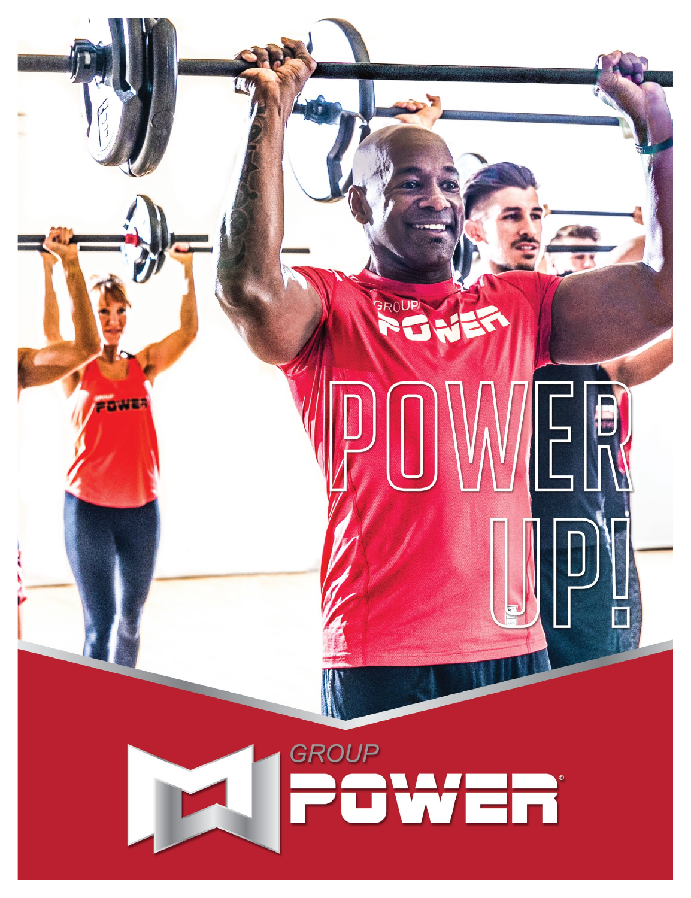# POWER UP!

GROUP
POWER®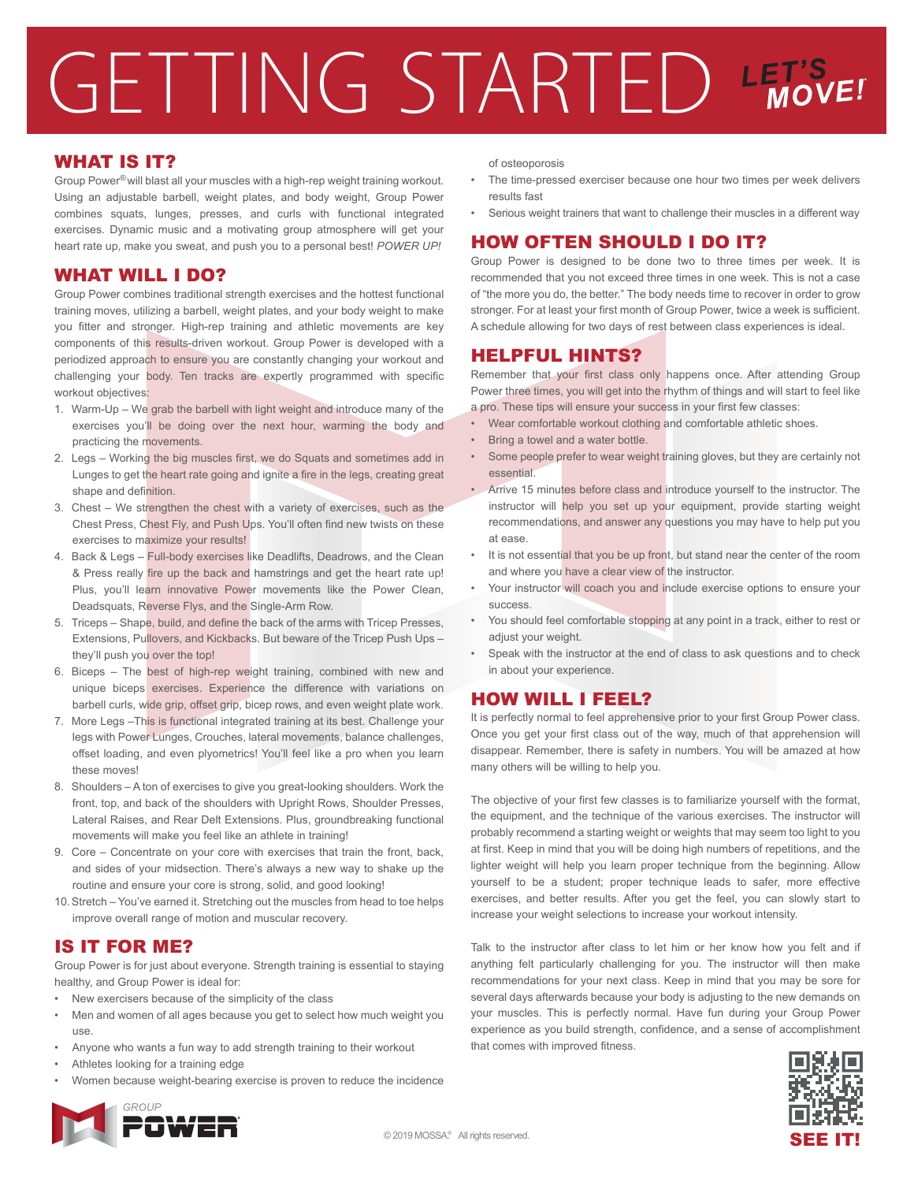# GETTING STARTED *LET'S MOVE!*

## WHAT IS IT?

Group Power® will blast all your muscles with a high-rep weight training workout. Using an adjustable barbell, weight plates, and body weight, Group Power combines squats, lunges, presses, and curls with functional integrated exercises. Dynamic music and a motivating group atmosphere will get your heart rate up, make you sweat, and push you to a personal best! *POWER UP!*

## WHAT WILL I DO?

Group Power combines traditional strength exercises and the hottest functional training moves, utilizing a barbell, weight plates, and your body weight to make you fitter and stronger. High-rep training and athletic movements are key components of this results-driven workout. Group Power is developed with a periodized approach to ensure you are constantly changing your workout and challenging your body. Ten tracks are expertly programmed with specific workout objectives:

1. Warm-Up – We grab the barbell with light weight and introduce many of the exercises you'll be doing over the next hour, warming the body and practicing the movements.
2. Legs – Working the big muscles first, we do Squats and sometimes add in Lunges to get the heart rate going and ignite a fire in the legs, creating great shape and definition.
3. Chest – We strengthen the chest with a variety of exercises, such as the Chest Press, Chest Fly, and Push Ups. You'll often find new twists on these exercises to maximize your results!
4. Back & Legs – Full-body exercises like Deadlifts, Deadrows, and the Clean & Press really fire up the back and hamstrings and get the heart rate up! Plus, you'll learn innovative Power movements like the Power Clean, Deadsquats, Reverse Flys, and the Single-Arm Row.
5. Triceps – Shape, build, and define the back of the arms with Tricep Presses, Extensions, Pullovers, and Kickbacks. But beware of the Tricep Push Ups – they'll push you over the top!
6. Biceps – The best of high-rep weight training, combined with new and unique biceps exercises. Experience the difference with variations on barbell curls, wide grip, offset grip, bicep rows, and even weight plate work.
7. More Legs –This is functional integrated training at its best. Challenge your legs with Power Lunges, Crouches, lateral movements, balance challenges, offset loading, and even plyometrics! You'll feel like a pro when you learn these moves!
8. Shoulders – A ton of exercises to give you great-looking shoulders. Work the front, top, and back of the shoulders with Upright Rows, Shoulder Presses, Lateral Raises, and Rear Delt Extensions. Plus, groundbreaking functional movements will make you feel like an athlete in training!
9. Core – Concentrate on your core with exercises that train the front, back, and sides of your midsection. There's always a new way to shake up the routine and ensure your core is strong, solid, and good looking!
10. Stretch – You've earned it. Stretching out the muscles from head to toe helps improve overall range of motion and muscular recovery.

## IS IT FOR ME?

Group Power is for just about everyone. Strength training is essential to staying healthy, and Group Power is ideal for:

- New exercisers because of the simplicity of the class
- Men and women of all ages because you get to select how much weight you use.
- Anyone who wants a fun way to add strength training to their workout
- Athletes looking for a training edge
- Women because weight-bearing exercise is proven to reduce the incidence of osteoporosis
- The time-pressed exerciser because one hour two times per week delivers results fast
- Serious weight trainers that want to challenge their muscles in a different way

## HOW OFTEN SHOULD I DO IT?

Group Power is designed to be done two to three times per week. It is recommended that you not exceed three times in one week. This is not a case of "the more you do, the better." The body needs time to recover in order to grow stronger. For at least your first month of Group Power, twice a week is sufficient. A schedule allowing for two days of rest between class experiences is ideal.

## HELPFUL HINTS?

Remember that your first class only happens once. After attending Group Power three times, you will get into the rhythm of things and will start to feel like a pro. These tips will ensure your success in your first few classes:

- Wear comfortable workout clothing and comfortable athletic shoes.
- Bring a towel and a water bottle.
- Some people prefer to wear weight training gloves, but they are certainly not essential.
- Arrive 15 minutes before class and introduce yourself to the instructor. The instructor will help you set up your equipment, provide starting weight recommendations, and answer any questions you may have to help put you at ease.
- It is not essential that you be up front, but stand near the center of the room and where you have a clear view of the instructor.
- Your instructor will coach you and include exercise options to ensure your success.
- You should feel comfortable stopping at any point in a track, either to rest or adjust your weight.
- Speak with the instructor at the end of class to ask questions and to check in about your experience.

## HOW WILL I FEEL?

It is perfectly normal to feel apprehensive prior to your first Group Power class. Once you get your first class out of the way, much of that apprehension will disappear. Remember, there is safety in numbers. You will be amazed at how many others will be willing to help you.

The objective of your first few classes is to familiarize yourself with the format, the equipment, and the technique of the various exercises. The instructor will probably recommend a starting weight or weights that may seem too light to you at first. Keep in mind that you will be doing high numbers of repetitions, and the lighter weight will help you learn proper technique from the beginning. Allow yourself to be a student; proper technique leads to safer, more effective exercises, and better results. After you get the feel, you can slowly start to increase your weight selections to increase your workout intensity.

Talk to the instructor after class to let him or her know how you felt and if anything felt particularly challenging for you. The instructor will then make recommendations for your next class. Keep in mind that you may be sore for several days afterwards because your body is adjusting to the new demands on your muscles. This is perfectly normal. Have fun during your Group Power experience as you build strength, confidence, and a sense of accomplishment that comes with improved fitness.

GROUP POWER

© 2019 MOSSA® All rights reserved.

SEE IT!